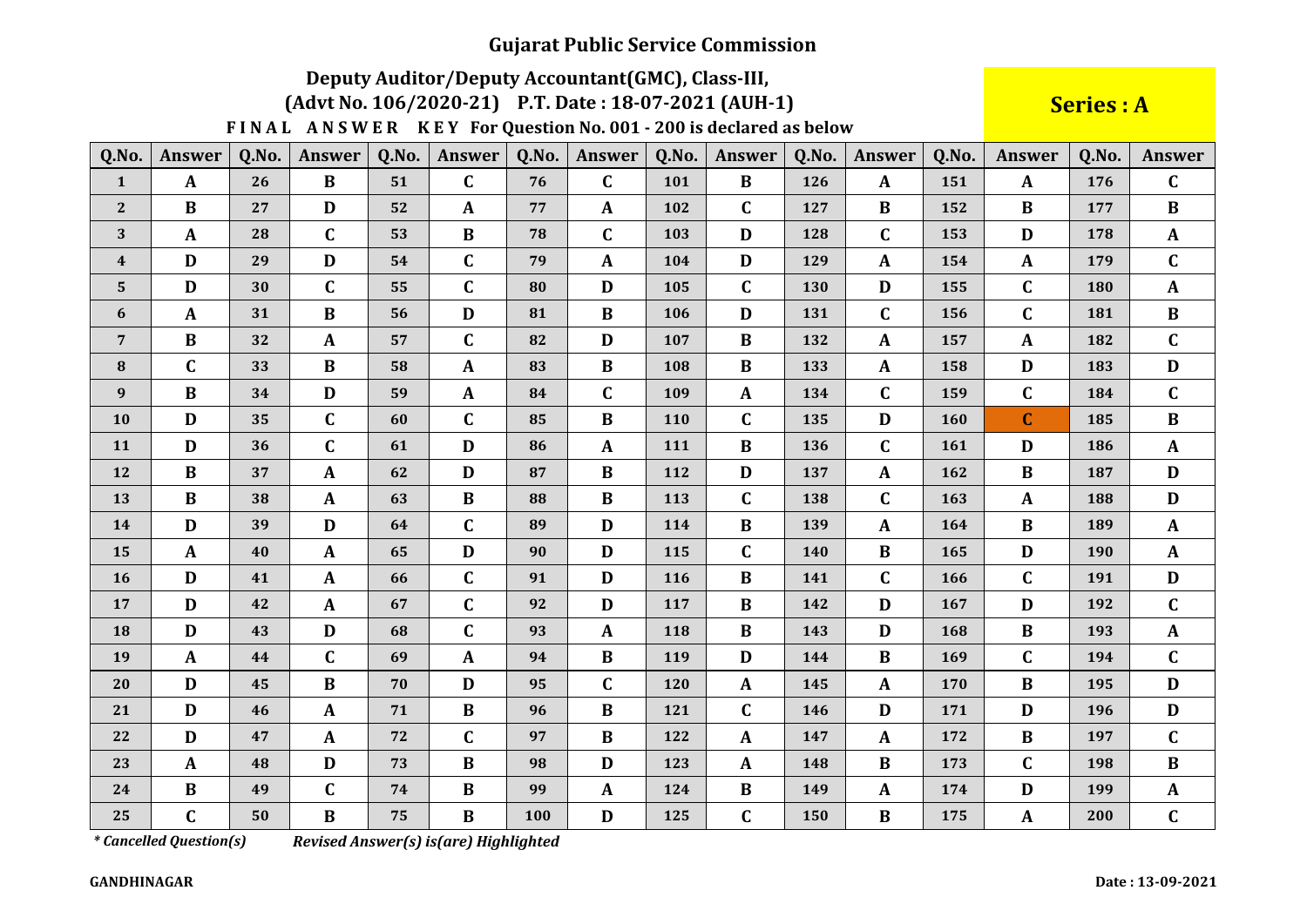# Gujarat Public Service Commission

## Deputy Auditor/Deputy Accountant(GMC), Class-III,

## (Advt No. 106/2020-21) P.T. Date : 18-07-2021 (AUH-1)

**Series : A**

**F I N A L A N S W E R K E Y For Question No. 001 - 200 is declared as below**

| Q.No. | Answer | Q.No. | Answer | Q.No. | Answer | Q.No. | Answer | Q.No. | Answer | Q.No. | Answer | Q.No. | Answer | Q.No. | Answer |
|---|---|---|---|---|---|---|---|---|---|---|---|---|---|---|---|
| 1 | A | 26 | B | 51 | C | 76 | C | 101 | B | 126 | A | 151 | A | 176 | C |
| 2 | B | 27 | D | 52 | A | 77 | A | 102 | C | 127 | B | 152 | B | 177 | B |
| 3 | A | 28 | C | 53 | B | 78 | C | 103 | D | 128 | C | 153 | D | 178 | A |
| 4 | D | 29 | D | 54 | C | 79 | A | 104 | D | 129 | A | 154 | A | 179 | C |
| 5 | D | 30 | C | 55 | C | 80 | D | 105 | C | 130 | D | 155 | C | 180 | A |
| 6 | A | 31 | B | 56 | D | 81 | B | 106 | D | 131 | C | 156 | C | 181 | B |
| 7 | B | 32 | A | 57 | C | 82 | D | 107 | B | 132 | A | 157 | A | 182 | C |
| 8 | C | 33 | B | 58 | A | 83 | B | 108 | B | 133 | A | 158 | D | 183 | D |
| 9 | B | 34 | D | 59 | A | 84 | C | 109 | A | 134 | C | 159 | C | 184 | C |
| 10 | D | 35 | C | 60 | C | 85 | B | 110 | C | 135 | D | 160 | C | 185 | B |
| 11 | D | 36 | C | 61 | D | 86 | A | 111 | B | 136 | C | 161 | D | 186 | A |
| 12 | B | 37 | A | 62 | D | 87 | B | 112 | D | 137 | A | 162 | B | 187 | D |
| 13 | B | 38 | A | 63 | B | 88 | B | 113 | C | 138 | C | 163 | A | 188 | D |
| 14 | D | 39 | D | 64 | C | 89 | D | 114 | B | 139 | A | 164 | B | 189 | A |
| 15 | A | 40 | A | 65 | D | 90 | D | 115 | C | 140 | B | 165 | D | 190 | A |
| 16 | D | 41 | A | 66 | C | 91 | D | 116 | B | 141 | C | 166 | C | 191 | D |
| 17 | D | 42 | A | 67 | C | 92 | D | 117 | B | 142 | D | 167 | D | 192 | C |
| 18 | D | 43 | D | 68 | C | 93 | A | 118 | B | 143 | D | 168 | B | 193 | A |
| 19 | A | 44 | C | 69 | A | 94 | B | 119 | D | 144 | B | 169 | C | 194 | C |
| 20 | D | 45 | B | 70 | D | 95 | C | 120 | A | 145 | A | 170 | B | 195 | D |
| 21 | D | 46 | A | 71 | B | 96 | B | 121 | C | 146 | D | 171 | D | 196 | D |
| 22 | D | 47 | A | 72 | C | 97 | B | 122 | A | 147 | A | 172 | B | 197 | C |
| 23 | A | 48 | D | 73 | B | 98 | D | 123 | A | 148 | B | 173 | C | 198 | B |
| 24 | B | 49 | C | 74 | B | 99 | A | 124 | B | 149 | A | 174 | D | 199 | A |
| 25 | C | 50 | B | 75 | B | 100 | D | 125 | C | 150 | B | 175 | A | 200 | C |

*\* Cancelled Question(s)* *Revised Answer(s) is(are) Highlighted*

**GANDHINAGAR** **Date : 13-09-2021**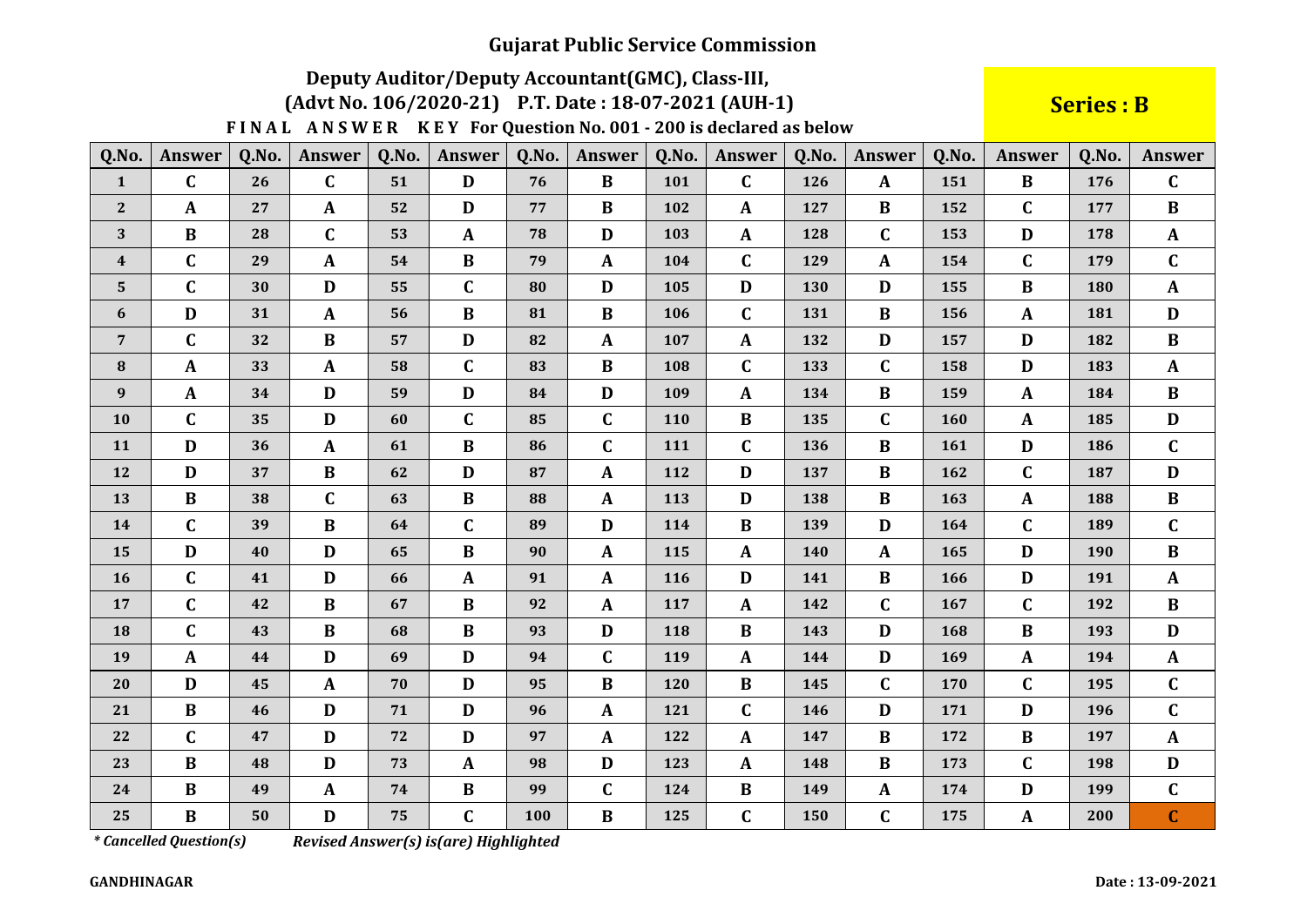# Gujarat Public Service Commission

## Deputy Auditor/Deputy Accountant(GMC), Class-III,

## (Advt No. 106/2020-21) P.T. Date : 18-07-2021 (AUH-1)

**Series : B**

**FINAL ANSWER KEY For Question No. 001 - 200 is declared as below**

| Q.No. | Answer | Q.No. | Answer | Q.No. | Answer | Q.No. | Answer | Q.No. | Answer | Q.No. | Answer | Q.No. | Answer | Q.No. | Answer |
|---|---|---|---|---|---|---|---|---|---|---|---|---|---|---|---|
| 1 | C | 26 | C | 51 | D | 76 | B | 101 | C | 126 | A | 151 | B | 176 | C |
| 2 | A | 27 | A | 52 | D | 77 | B | 102 | A | 127 | B | 152 | C | 177 | B |
| 3 | B | 28 | C | 53 | A | 78 | D | 103 | A | 128 | C | 153 | D | 178 | A |
| 4 | C | 29 | A | 54 | B | 79 | A | 104 | C | 129 | A | 154 | C | 179 | C |
| 5 | C | 30 | D | 55 | C | 80 | D | 105 | D | 130 | D | 155 | B | 180 | A |
| 6 | D | 31 | A | 56 | B | 81 | B | 106 | C | 131 | B | 156 | A | 181 | D |
| 7 | C | 32 | B | 57 | D | 82 | A | 107 | A | 132 | D | 157 | D | 182 | B |
| 8 | A | 33 | A | 58 | C | 83 | B | 108 | C | 133 | C | 158 | D | 183 | A |
| 9 | A | 34 | D | 59 | D | 84 | D | 109 | A | 134 | B | 159 | A | 184 | B |
| 10 | C | 35 | D | 60 | C | 85 | C | 110 | B | 135 | C | 160 | A | 185 | D |
| 11 | D | 36 | A | 61 | B | 86 | C | 111 | C | 136 | B | 161 | D | 186 | C |
| 12 | D | 37 | B | 62 | D | 87 | A | 112 | D | 137 | B | 162 | C | 187 | D |
| 13 | B | 38 | C | 63 | B | 88 | A | 113 | D | 138 | B | 163 | A | 188 | B |
| 14 | C | 39 | B | 64 | C | 89 | D | 114 | B | 139 | D | 164 | C | 189 | C |
| 15 | D | 40 | D | 65 | B | 90 | A | 115 | A | 140 | A | 165 | D | 190 | B |
| 16 | C | 41 | D | 66 | A | 91 | A | 116 | D | 141 | B | 166 | D | 191 | A |
| 17 | C | 42 | B | 67 | B | 92 | A | 117 | A | 142 | C | 167 | C | 192 | B |
| 18 | C | 43 | B | 68 | B | 93 | D | 118 | B | 143 | D | 168 | B | 193 | D |
| 19 | A | 44 | D | 69 | D | 94 | C | 119 | A | 144 | D | 169 | A | 194 | A |
| 20 | D | 45 | A | 70 | D | 95 | B | 120 | B | 145 | C | 170 | C | 195 | C |
| 21 | B | 46 | D | 71 | D | 96 | A | 121 | C | 146 | D | 171 | D | 196 | C |
| 22 | C | 47 | D | 72 | D | 97 | A | 122 | A | 147 | B | 172 | B | 197 | A |
| 23 | B | 48 | D | 73 | A | 98 | D | 123 | A | 148 | B | 173 | C | 198 | D |
| 24 | B | 49 | A | 74 | B | 99 | C | 124 | B | 149 | A | 174 | D | 199 | C |
| 25 | B | 50 | D | 75 | C | 100 | B | 125 | C | 150 | C | 175 | A | 200 | C |

*\* Cancelled Question(s)* *Revised Answer(s) is(are) Highlighted*

**GANDHINAGAR** **Date : 13-09-2021**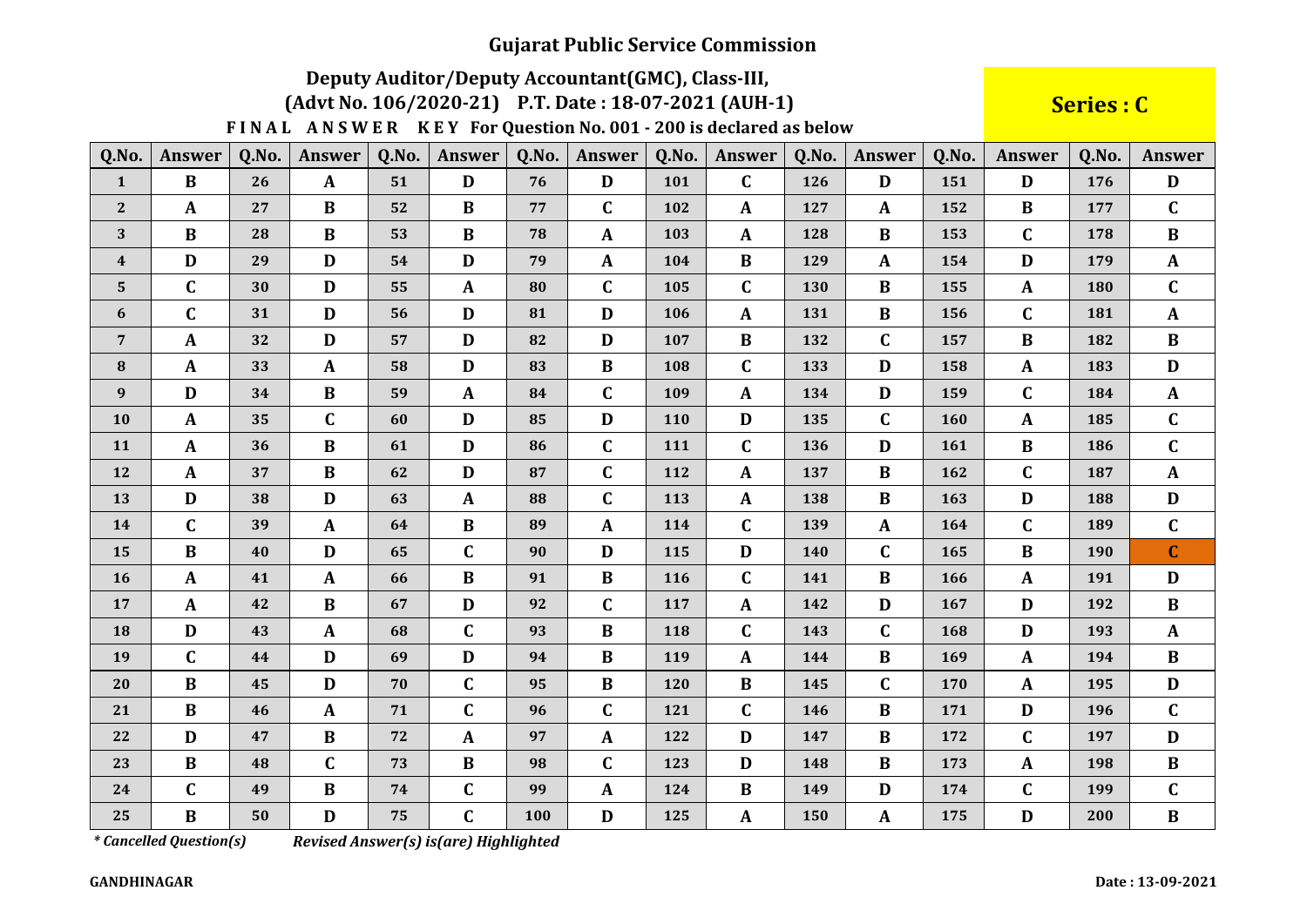# Gujarat Public Service Commission

## Deputy Auditor/Deputy Accountant(GMC), Class-III,

## (Advt No. 106/2020-21) P.T. Date : 18-07-2021 (AUH-1)

**Series : C**

**F I N A L A N S W E R K E Y For Question No. 001 - 200 is declared as below**

| Q.No. | Answer | Q.No. | Answer | Q.No. | Answer | Q.No. | Answer | Q.No. | Answer | Q.No. | Answer | Q.No. | Answer | Q.No. | Answer |
|---|---|---|---|---|---|---|---|---|---|---|---|---|---|---|---|
| 1 | B | 26 | A | 51 | D | 76 | D | 101 | C | 126 | D | 151 | D | 176 | D |
| 2 | A | 27 | B | 52 | B | 77 | C | 102 | A | 127 | A | 152 | B | 177 | C |
| 3 | B | 28 | B | 53 | B | 78 | A | 103 | A | 128 | B | 153 | C | 178 | B |
| 4 | D | 29 | D | 54 | D | 79 | A | 104 | B | 129 | A | 154 | D | 179 | A |
| 5 | C | 30 | D | 55 | A | 80 | C | 105 | C | 130 | B | 155 | A | 180 | C |
| 6 | C | 31 | D | 56 | D | 81 | D | 106 | A | 131 | B | 156 | C | 181 | A |
| 7 | A | 32 | D | 57 | D | 82 | D | 107 | B | 132 | C | 157 | B | 182 | B |
| 8 | A | 33 | A | 58 | D | 83 | B | 108 | C | 133 | D | 158 | A | 183 | D |
| 9 | D | 34 | B | 59 | A | 84 | C | 109 | A | 134 | D | 159 | C | 184 | A |
| 10 | A | 35 | C | 60 | D | 85 | D | 110 | D | 135 | C | 160 | A | 185 | C |
| 11 | A | 36 | B | 61 | D | 86 | C | 111 | C | 136 | D | 161 | B | 186 | C |
| 12 | A | 37 | B | 62 | D | 87 | C | 112 | A | 137 | B | 162 | C | 187 | A |
| 13 | D | 38 | D | 63 | A | 88 | C | 113 | A | 138 | B | 163 | D | 188 | D |
| 14 | C | 39 | A | 64 | B | 89 | A | 114 | C | 139 | A | 164 | C | 189 | C |
| 15 | B | 40 | D | 65 | C | 90 | D | 115 | D | 140 | C | 165 | B | 190 | C |
| 16 | A | 41 | A | 66 | B | 91 | B | 116 | C | 141 | B | 166 | A | 191 | D |
| 17 | A | 42 | B | 67 | D | 92 | C | 117 | A | 142 | D | 167 | D | 192 | B |
| 18 | D | 43 | A | 68 | C | 93 | B | 118 | C | 143 | C | 168 | D | 193 | A |
| 19 | C | 44 | D | 69 | D | 94 | B | 119 | A | 144 | B | 169 | A | 194 | B |
| 20 | B | 45 | D | 70 | C | 95 | B | 120 | B | 145 | C | 170 | A | 195 | D |
| 21 | B | 46 | A | 71 | C | 96 | C | 121 | C | 146 | B | 171 | D | 196 | C |
| 22 | D | 47 | B | 72 | A | 97 | A | 122 | D | 147 | B | 172 | C | 197 | D |
| 23 | B | 48 | C | 73 | B | 98 | C | 123 | D | 148 | B | 173 | A | 198 | B |
| 24 | C | 49 | B | 74 | C | 99 | A | 124 | B | 149 | D | 174 | C | 199 | C |
| 25 | B | 50 | D | 75 | C | 100 | D | 125 | A | 150 | A | 175 | D | 200 | B |

*\* Cancelled Question(s)*  ***Revised Answer(s) is(are) Highlighted***

**GANDHINAGAR**

**Date : 13-09-2021**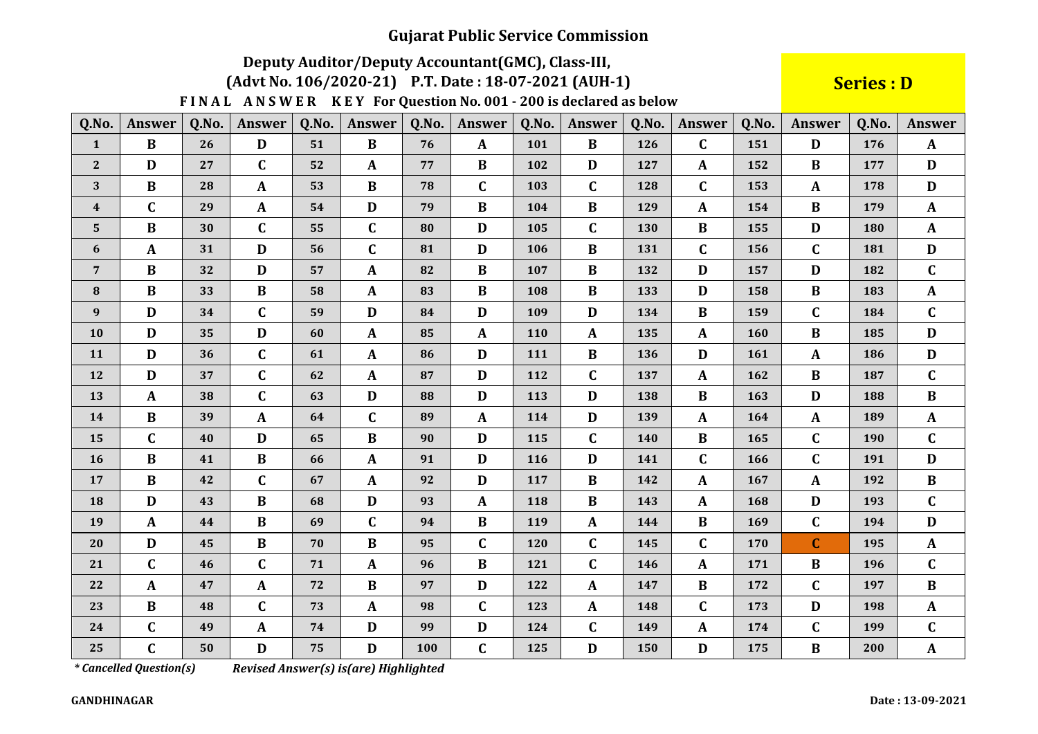# Gujarat Public Service Commission

## Deputy Auditor/Deputy Accountant(GMC), Class-III,

## (Advt No. 106/2020-21) P.T. Date : 18-07-2021 (AUH-1)

**Series : D**

**FINAL ANSWER KEY For Question No. 001 - 200 is declared as below**

| Q.No. | Answer | Q.No. | Answer | Q.No. | Answer | Q.No. | Answer | Q.No. | Answer | Q.No. | Answer | Q.No. | Answer | Q.No. | Answer |
|---|---|---|---|---|---|---|---|---|---|---|---|---|---|---|---|
| 1 | B | 26 | D | 51 | B | 76 | A | 101 | B | 126 | C | 151 | D | 176 | A |
| 2 | D | 27 | C | 52 | A | 77 | B | 102 | D | 127 | A | 152 | B | 177 | D |
| 3 | B | 28 | A | 53 | B | 78 | C | 103 | C | 128 | C | 153 | A | 178 | D |
| 4 | C | 29 | A | 54 | D | 79 | B | 104 | B | 129 | A | 154 | B | 179 | A |
| 5 | B | 30 | C | 55 | C | 80 | D | 105 | C | 130 | B | 155 | D | 180 | A |
| 6 | A | 31 | D | 56 | C | 81 | D | 106 | B | 131 | C | 156 | C | 181 | D |
| 7 | B | 32 | D | 57 | A | 82 | B | 107 | B | 132 | D | 157 | D | 182 | C |
| 8 | B | 33 | B | 58 | A | 83 | B | 108 | B | 133 | D | 158 | B | 183 | A |
| 9 | D | 34 | C | 59 | D | 84 | D | 109 | D | 134 | B | 159 | C | 184 | C |
| 10 | D | 35 | D | 60 | A | 85 | A | 110 | A | 135 | A | 160 | B | 185 | D |
| 11 | D | 36 | C | 61 | A | 86 | D | 111 | B | 136 | D | 161 | A | 186 | D |
| 12 | D | 37 | C | 62 | A | 87 | D | 112 | C | 137 | A | 162 | B | 187 | C |
| 13 | A | 38 | C | 63 | D | 88 | D | 113 | D | 138 | B | 163 | D | 188 | B |
| 14 | B | 39 | A | 64 | C | 89 | A | 114 | D | 139 | A | 164 | A | 189 | A |
| 15 | C | 40 | D | 65 | B | 90 | D | 115 | C | 140 | B | 165 | C | 190 | C |
| 16 | B | 41 | B | 66 | A | 91 | D | 116 | D | 141 | C | 166 | C | 191 | D |
| 17 | B | 42 | C | 67 | A | 92 | D | 117 | B | 142 | A | 167 | A | 192 | B |
| 18 | D | 43 | B | 68 | D | 93 | A | 118 | B | 143 | A | 168 | D | 193 | C |
| 19 | A | 44 | B | 69 | C | 94 | B | 119 | A | 144 | B | 169 | C | 194 | D |
| 20 | D | 45 | B | 70 | B | 95 | C | 120 | C | 145 | C | 170 | C | 195 | A |
| 21 | C | 46 | C | 71 | A | 96 | B | 121 | C | 146 | A | 171 | B | 196 | C |
| 22 | A | 47 | A | 72 | B | 97 | D | 122 | A | 147 | B | 172 | C | 197 | B |
| 23 | B | 48 | C | 73 | A | 98 | C | 123 | A | 148 | C | 173 | D | 198 | A |
| 24 | C | 49 | A | 74 | D | 99 | D | 124 | C | 149 | A | 174 | C | 199 | C |
| 25 | C | 50 | D | 75 | D | 100 | C | 125 | D | 150 | D | 175 | B | 200 | A |

*\* Cancelled Question(s)* *Revised Answer(s) is(are) Highlighted*

**GANDHINAGAR** **Date : 13-09-2021**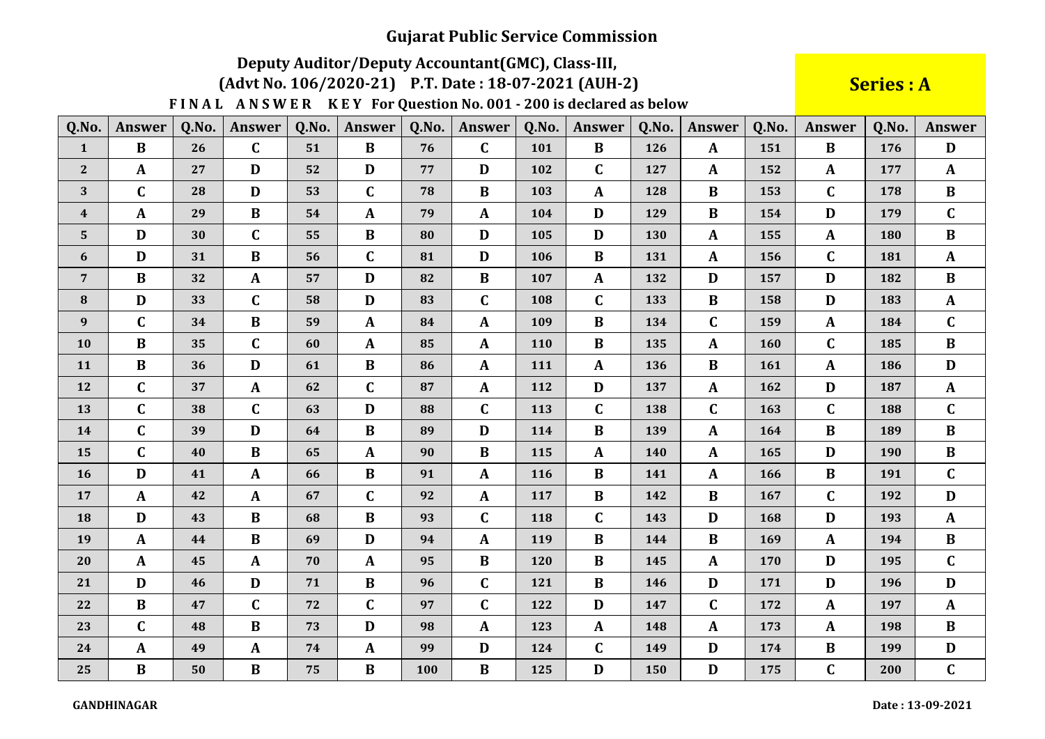# Gujarat Public Service Commission

## Deputy Auditor/Deputy Accountant(GMC), Class-III,

## (Advt No. 106/2020-21) P.T. Date : 18-07-2021 (AUH-2)

**Series : A**

**F I N A L A N S W E R K E Y For Question No. 001 - 200 is declared as below**

| Q.No. | Answer | Q.No. | Answer | Q.No. | Answer | Q.No. | Answer | Q.No. | Answer | Q.No. | Answer | Q.No. | Answer | Q.No. | Answer |
|---|---|---|---|---|---|---|---|---|---|---|---|---|---|---|---|
| 1 | B | 26 | C | 51 | B | 76 | C | 101 | B | 126 | A | 151 | B | 176 | D |
| 2 | A | 27 | D | 52 | D | 77 | D | 102 | C | 127 | A | 152 | A | 177 | A |
| 3 | C | 28 | D | 53 | C | 78 | B | 103 | A | 128 | B | 153 | C | 178 | B |
| 4 | A | 29 | B | 54 | A | 79 | A | 104 | D | 129 | B | 154 | D | 179 | C |
| 5 | D | 30 | C | 55 | B | 80 | D | 105 | D | 130 | A | 155 | A | 180 | B |
| 6 | D | 31 | B | 56 | C | 81 | D | 106 | B | 131 | A | 156 | C | 181 | A |
| 7 | B | 32 | A | 57 | D | 82 | B | 107 | A | 132 | D | 157 | D | 182 | B |
| 8 | D | 33 | C | 58 | D | 83 | C | 108 | C | 133 | B | 158 | D | 183 | A |
| 9 | C | 34 | B | 59 | A | 84 | A | 109 | B | 134 | C | 159 | A | 184 | C |
| 10 | B | 35 | C | 60 | A | 85 | A | 110 | B | 135 | A | 160 | C | 185 | B |
| 11 | B | 36 | D | 61 | B | 86 | A | 111 | A | 136 | B | 161 | A | 186 | D |
| 12 | C | 37 | A | 62 | C | 87 | A | 112 | D | 137 | A | 162 | D | 187 | A |
| 13 | C | 38 | C | 63 | D | 88 | C | 113 | C | 138 | C | 163 | C | 188 | C |
| 14 | C | 39 | D | 64 | B | 89 | D | 114 | B | 139 | A | 164 | B | 189 | B |
| 15 | C | 40 | B | 65 | A | 90 | B | 115 | A | 140 | A | 165 | D | 190 | B |
| 16 | D | 41 | A | 66 | B | 91 | A | 116 | B | 141 | A | 166 | B | 191 | C |
| 17 | A | 42 | A | 67 | C | 92 | A | 117 | B | 142 | B | 167 | C | 192 | D |
| 18 | D | 43 | B | 68 | B | 93 | C | 118 | C | 143 | D | 168 | D | 193 | A |
| 19 | A | 44 | B | 69 | D | 94 | A | 119 | B | 144 | B | 169 | A | 194 | B |
| 20 | A | 45 | A | 70 | A | 95 | B | 120 | B | 145 | A | 170 | D | 195 | C |
| 21 | D | 46 | D | 71 | B | 96 | C | 121 | B | 146 | D | 171 | D | 196 | D |
| 22 | B | 47 | C | 72 | C | 97 | C | 122 | D | 147 | C | 172 | A | 197 | A |
| 23 | C | 48 | B | 73 | D | 98 | A | 123 | A | 148 | A | 173 | A | 198 | B |
| 24 | A | 49 | A | 74 | A | 99 | D | 124 | C | 149 | D | 174 | B | 199 | D |
| 25 | B | 50 | B | 75 | B | 100 | B | 125 | D | 150 | D | 175 | C | 200 | C |

**GANDHINAGAR** **Date : 13-09-2021**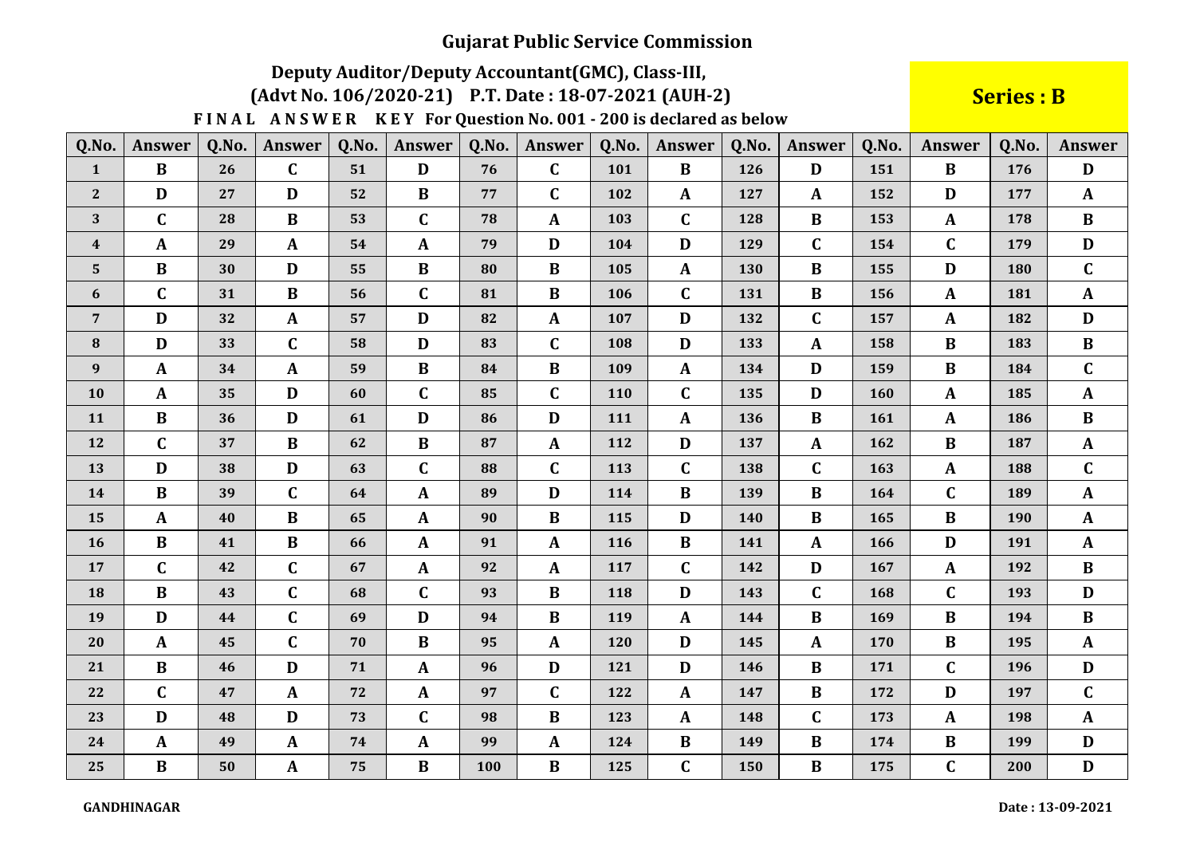# Gujarat Public Service Commission

## Deputy Auditor/Deputy Accountant(GMC), Class-III,
## (Advt No. 106/2020-21) P.T. Date : 18-07-2021 (AUH-2)

**Series : B**

**FINAL ANSWER KEY For Question No. 001 - 200 is declared as below**

| Q.No. | Answer | Q.No. | Answer | Q.No. | Answer | Q.No. | Answer | Q.No. | Answer | Q.No. | Answer | Q.No. | Answer | Q.No. | Answer |
|---|---|---|---|---|---|---|---|---|---|---|---|---|---|---|---|
| 1 | B | 26 | C | 51 | D | 76 | C | 101 | B | 126 | D | 151 | B | 176 | D |
| 2 | D | 27 | D | 52 | B | 77 | C | 102 | A | 127 | A | 152 | D | 177 | A |
| 3 | C | 28 | B | 53 | C | 78 | A | 103 | C | 128 | B | 153 | A | 178 | B |
| 4 | A | 29 | A | 54 | A | 79 | D | 104 | D | 129 | C | 154 | C | 179 | D |
| 5 | B | 30 | D | 55 | B | 80 | B | 105 | A | 130 | B | 155 | D | 180 | C |
| 6 | C | 31 | B | 56 | C | 81 | B | 106 | C | 131 | B | 156 | A | 181 | A |
| 7 | D | 32 | A | 57 | D | 82 | A | 107 | D | 132 | C | 157 | A | 182 | D |
| 8 | D | 33 | C | 58 | D | 83 | C | 108 | D | 133 | A | 158 | B | 183 | B |
| 9 | A | 34 | A | 59 | B | 84 | B | 109 | A | 134 | D | 159 | B | 184 | C |
| 10 | A | 35 | D | 60 | C | 85 | C | 110 | C | 135 | D | 160 | A | 185 | A |
| 11 | B | 36 | D | 61 | D | 86 | D | 111 | A | 136 | B | 161 | A | 186 | B |
| 12 | C | 37 | B | 62 | B | 87 | A | 112 | D | 137 | A | 162 | B | 187 | A |
| 13 | D | 38 | D | 63 | C | 88 | C | 113 | C | 138 | C | 163 | A | 188 | C |
| 14 | B | 39 | C | 64 | A | 89 | D | 114 | B | 139 | B | 164 | C | 189 | A |
| 15 | A | 40 | B | 65 | A | 90 | B | 115 | D | 140 | B | 165 | B | 190 | A |
| 16 | B | 41 | B | 66 | A | 91 | A | 116 | B | 141 | A | 166 | D | 191 | A |
| 17 | C | 42 | C | 67 | A | 92 | A | 117 | C | 142 | D | 167 | A | 192 | B |
| 18 | B | 43 | C | 68 | C | 93 | B | 118 | D | 143 | C | 168 | C | 193 | D |
| 19 | D | 44 | C | 69 | D | 94 | B | 119 | A | 144 | B | 169 | B | 194 | B |
| 20 | A | 45 | C | 70 | B | 95 | A | 120 | D | 145 | A | 170 | B | 195 | A |
| 21 | B | 46 | D | 71 | A | 96 | D | 121 | D | 146 | B | 171 | C | 196 | D |
| 22 | C | 47 | A | 72 | A | 97 | C | 122 | A | 147 | B | 172 | D | 197 | C |
| 23 | D | 48 | D | 73 | C | 98 | B | 123 | A | 148 | C | 173 | A | 198 | A |
| 24 | A | 49 | A | 74 | A | 99 | A | 124 | B | 149 | B | 174 | B | 199 | D |
| 25 | B | 50 | A | 75 | B | 100 | B | 125 | C | 150 | B | 175 | C | 200 | D |

**GANDHINAGAR** **Date : 13-09-2021**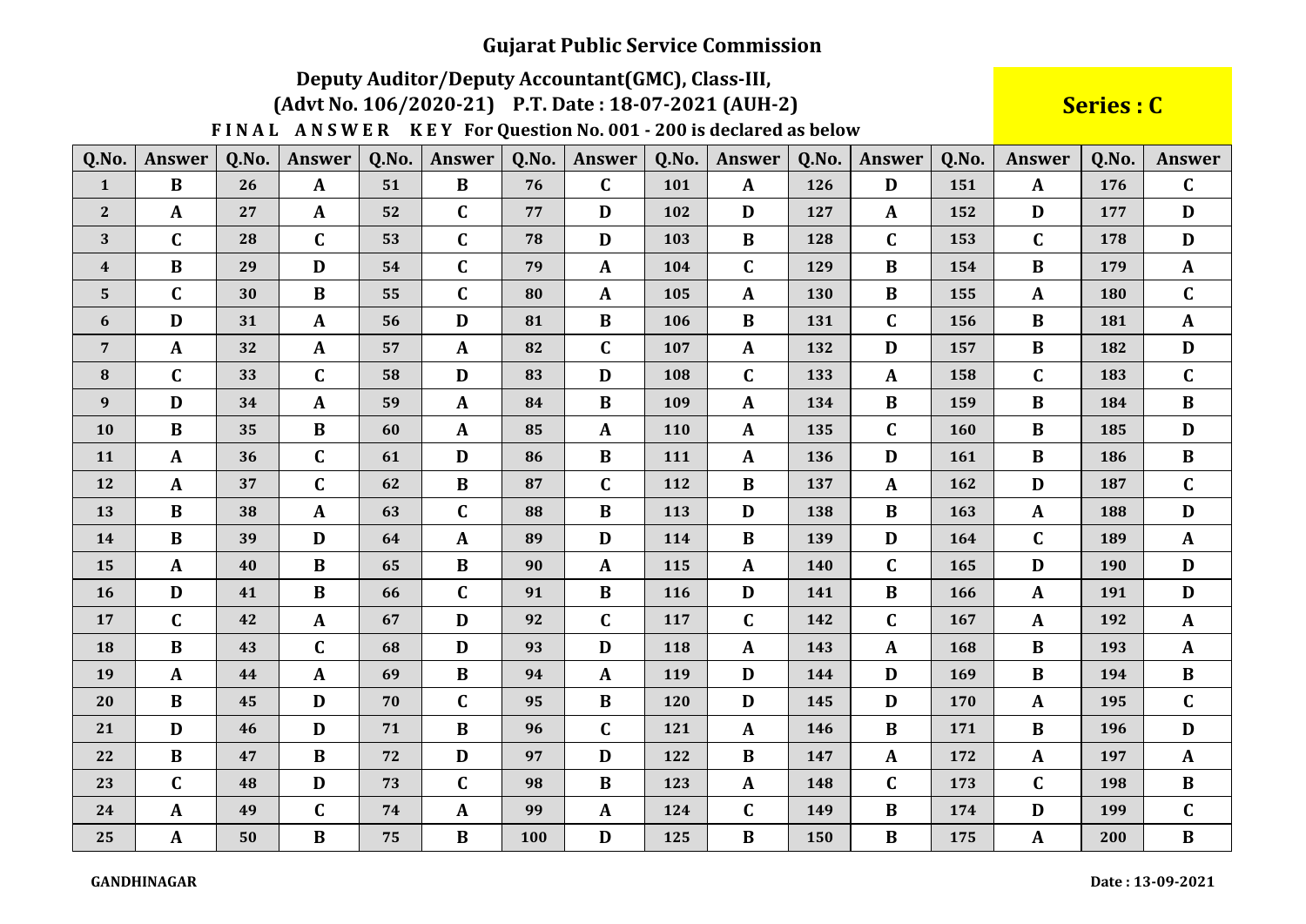# Gujarat Public Service Commission

## Deputy Auditor/Deputy Accountant(GMC), Class-III,

## (Advt No. 106/2020-21) P.T. Date : 18-07-2021 (AUH-2)

**Series : C**

**FINAL ANSWER KEY For Question No. 001 - 200 is declared as below**

| Q.No. | Answer | Q.No. | Answer | Q.No. | Answer | Q.No. | Answer | Q.No. | Answer | Q.No. | Answer | Q.No. | Answer | Q.No. | Answer |
|---|---|---|---|---|---|---|---|---|---|---|---|---|---|---|---|
| 1 | B | 26 | A | 51 | B | 76 | C | 101 | A | 126 | D | 151 | A | 176 | C |
| 2 | A | 27 | A | 52 | C | 77 | D | 102 | D | 127 | A | 152 | D | 177 | D |
| 3 | C | 28 | C | 53 | C | 78 | D | 103 | B | 128 | C | 153 | C | 178 | D |
| 4 | B | 29 | D | 54 | C | 79 | A | 104 | C | 129 | B | 154 | B | 179 | A |
| 5 | C | 30 | B | 55 | C | 80 | A | 105 | A | 130 | B | 155 | A | 180 | C |
| 6 | D | 31 | A | 56 | D | 81 | B | 106 | B | 131 | C | 156 | B | 181 | A |
| 7 | A | 32 | A | 57 | A | 82 | C | 107 | A | 132 | D | 157 | B | 182 | D |
| 8 | C | 33 | C | 58 | D | 83 | D | 108 | C | 133 | A | 158 | C | 183 | C |
| 9 | D | 34 | A | 59 | A | 84 | B | 109 | A | 134 | B | 159 | B | 184 | B |
| 10 | B | 35 | B | 60 | A | 85 | A | 110 | A | 135 | C | 160 | B | 185 | D |
| 11 | A | 36 | C | 61 | D | 86 | B | 111 | A | 136 | D | 161 | B | 186 | B |
| 12 | A | 37 | C | 62 | B | 87 | C | 112 | B | 137 | A | 162 | D | 187 | C |
| 13 | B | 38 | A | 63 | C | 88 | B | 113 | D | 138 | B | 163 | A | 188 | D |
| 14 | B | 39 | D | 64 | A | 89 | D | 114 | B | 139 | D | 164 | C | 189 | A |
| 15 | A | 40 | B | 65 | B | 90 | A | 115 | A | 140 | C | 165 | D | 190 | D |
| 16 | D | 41 | B | 66 | C | 91 | B | 116 | D | 141 | B | 166 | A | 191 | D |
| 17 | C | 42 | A | 67 | D | 92 | C | 117 | C | 142 | C | 167 | A | 192 | A |
| 18 | B | 43 | C | 68 | D | 93 | D | 118 | A | 143 | A | 168 | B | 193 | A |
| 19 | A | 44 | A | 69 | B | 94 | A | 119 | D | 144 | D | 169 | B | 194 | B |
| 20 | B | 45 | D | 70 | C | 95 | B | 120 | D | 145 | D | 170 | A | 195 | C |
| 21 | D | 46 | D | 71 | B | 96 | C | 121 | A | 146 | B | 171 | B | 196 | D |
| 22 | B | 47 | B | 72 | D | 97 | D | 122 | B | 147 | A | 172 | A | 197 | A |
| 23 | C | 48 | D | 73 | C | 98 | B | 123 | A | 148 | C | 173 | C | 198 | B |
| 24 | A | 49 | C | 74 | A | 99 | A | 124 | C | 149 | B | 174 | D | 199 | C |
| 25 | A | 50 | B | 75 | B | 100 | D | 125 | B | 150 | B | 175 | A | 200 | B |

**GANDHINAGAR**

**Date : 13-09-2021**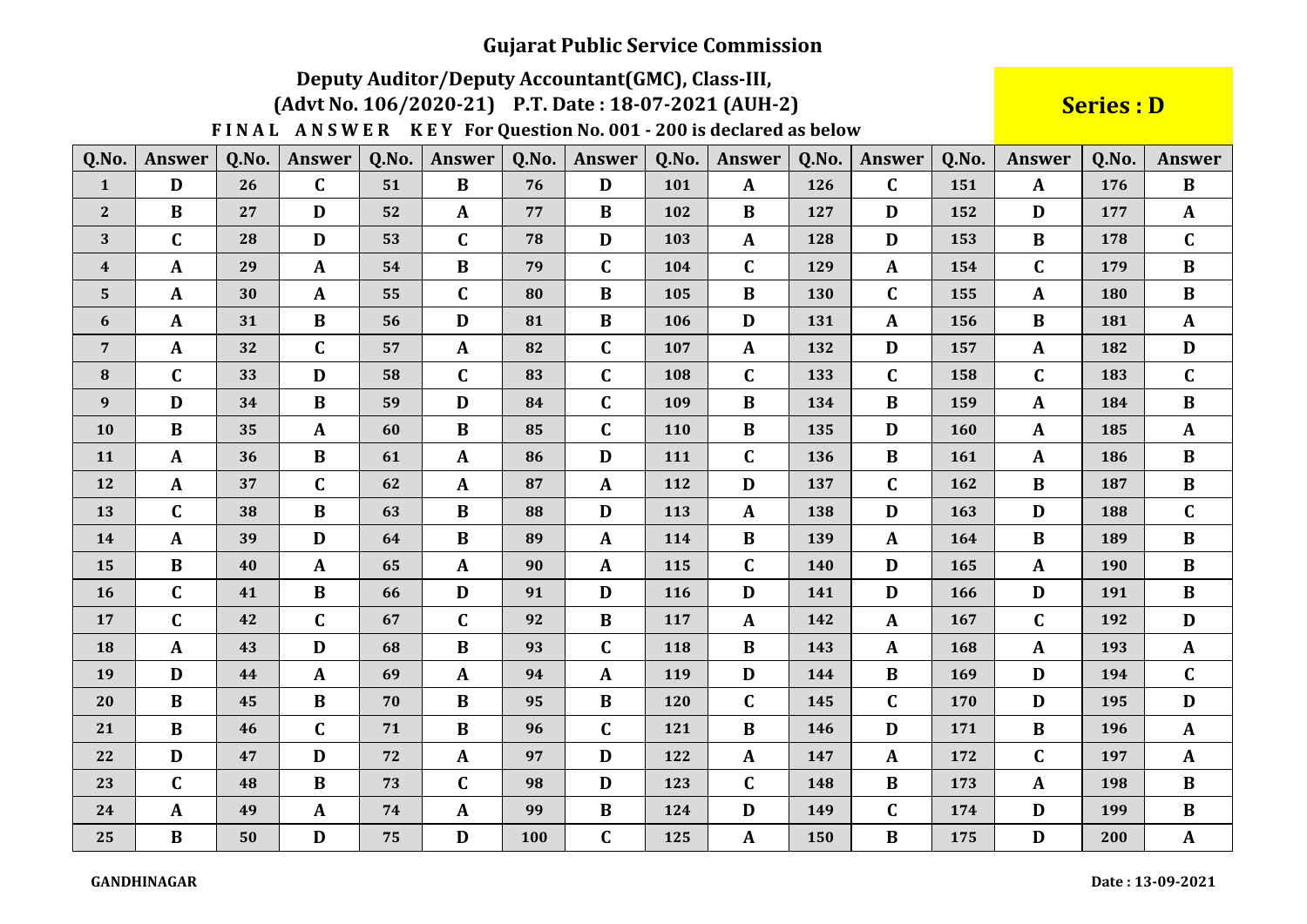# Gujarat Public Service Commission

## Deputy Auditor/Deputy Accountant(GMC), Class-III, (Advt No. 106/2020-21) P.T. Date : 18-07-2021 (AUH-2)

**Series : D**

**FINAL ANSWER KEY For Question No. 001 - 200 is declared as below**

| Q.No. | Answer | Q.No. | Answer | Q.No. | Answer | Q.No. | Answer | Q.No. | Answer | Q.No. | Answer | Q.No. | Answer | Q.No. | Answer |
|---|---|---|---|---|---|---|---|---|---|---|---|---|---|---|---|
| 1 | D | 26 | C | 51 | B | 76 | D | 101 | A | 126 | C | 151 | A | 176 | B |
| 2 | B | 27 | D | 52 | A | 77 | B | 102 | B | 127 | D | 152 | D | 177 | A |
| 3 | C | 28 | D | 53 | C | 78 | D | 103 | A | 128 | D | 153 | B | 178 | C |
| 4 | A | 29 | A | 54 | B | 79 | C | 104 | C | 129 | A | 154 | C | 179 | B |
| 5 | A | 30 | A | 55 | C | 80 | B | 105 | B | 130 | C | 155 | A | 180 | B |
| 6 | A | 31 | B | 56 | D | 81 | B | 106 | D | 131 | A | 156 | B | 181 | A |
| 7 | A | 32 | C | 57 | A | 82 | C | 107 | A | 132 | D | 157 | A | 182 | D |
| 8 | C | 33 | D | 58 | C | 83 | C | 108 | C | 133 | C | 158 | C | 183 | C |
| 9 | D | 34 | B | 59 | D | 84 | C | 109 | B | 134 | B | 159 | A | 184 | B |
| 10 | B | 35 | A | 60 | B | 85 | C | 110 | B | 135 | D | 160 | A | 185 | A |
| 11 | A | 36 | B | 61 | A | 86 | D | 111 | C | 136 | B | 161 | A | 186 | B |
| 12 | A | 37 | C | 62 | A | 87 | A | 112 | D | 137 | C | 162 | B | 187 | B |
| 13 | C | 38 | B | 63 | B | 88 | D | 113 | A | 138 | D | 163 | D | 188 | C |
| 14 | A | 39 | D | 64 | B | 89 | A | 114 | B | 139 | A | 164 | B | 189 | B |
| 15 | B | 40 | A | 65 | A | 90 | A | 115 | C | 140 | D | 165 | A | 190 | B |
| 16 | C | 41 | B | 66 | D | 91 | D | 116 | D | 141 | D | 166 | D | 191 | B |
| 17 | C | 42 | C | 67 | C | 92 | B | 117 | A | 142 | A | 167 | C | 192 | D |
| 18 | A | 43 | D | 68 | B | 93 | C | 118 | B | 143 | A | 168 | A | 193 | A |
| 19 | D | 44 | A | 69 | A | 94 | A | 119 | D | 144 | B | 169 | D | 194 | C |
| 20 | B | 45 | B | 70 | B | 95 | B | 120 | C | 145 | C | 170 | D | 195 | D |
| 21 | B | 46 | C | 71 | B | 96 | C | 121 | B | 146 | D | 171 | B | 196 | A |
| 22 | D | 47 | D | 72 | A | 97 | D | 122 | A | 147 | A | 172 | C | 197 | A |
| 23 | C | 48 | B | 73 | C | 98 | D | 123 | C | 148 | B | 173 | A | 198 | B |
| 24 | A | 49 | A | 74 | A | 99 | B | 124 | D | 149 | C | 174 | D | 199 | B |
| 25 | B | 50 | D | 75 | D | 100 | C | 125 | A | 150 | B | 175 | D | 200 | A |

**GANDHINAGAR**

**Date : 13-09-2021**